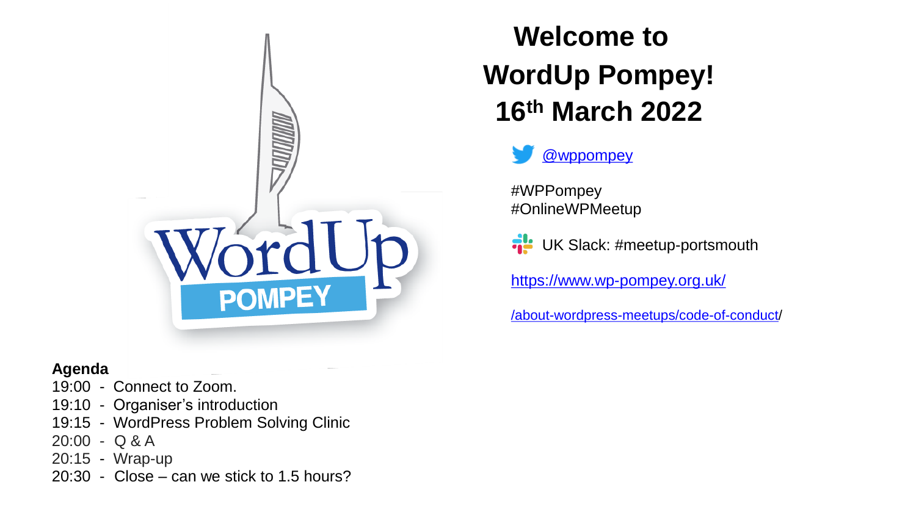# Welcome to WordUp Pompey! 16th March 2022

@wppompey

#WPPompey
#OnlineWPMeetup

UK Slack: #meetup-portsmouth

https://www.wp-pompey.org.uk/

/about-wordpress-meetups/code-of-conduct/

**Agenda**

19:00 - Connect to Zoom.
19:10 - Organiser's introduction
19:15 - WordPress Problem Solving Clinic
20:00 - Q & A
20:15 - Wrap-up
20:30 - Close – can we stick to 1.5 hours?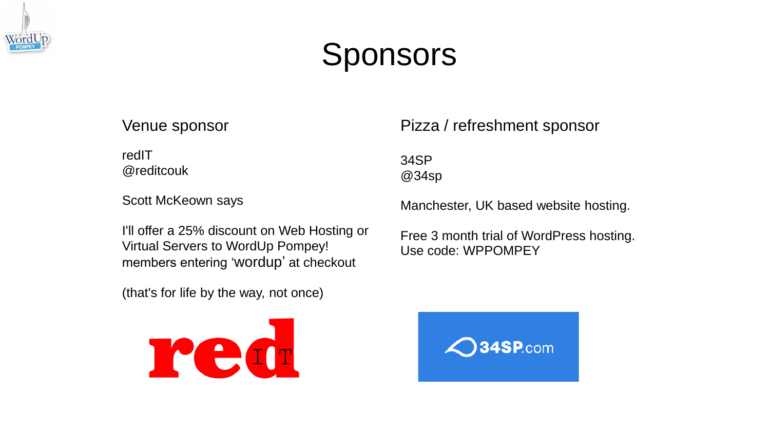# Sponsors

## Venue sponsor

redIT
@reditcouk

Scott McKeown says

I'll offer a 25% discount on Web Hosting or Virtual Servers to WordUp Pompey! members entering 'wordup' at checkout

(that's for life by the way, not once)

## Pizza / refreshment sponsor

34SP
@34sp

Manchester, UK based website hosting.

Free 3 month trial of WordPress hosting.
Use code: WPPOMPEY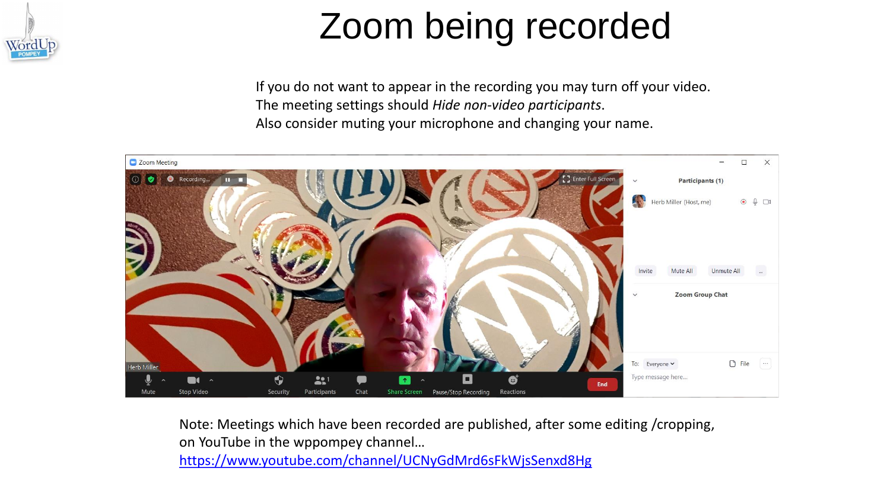# Zoom being recorded

If you do not want to appear in the recording you may turn off your video.
The meeting settings should *Hide non-video participants*.
Also consider muting your microphone and changing your name.

Note: Meetings which have been recorded are published, after some editing /cropping, on YouTube in the wppompey channel…
https://www.youtube.com/channel/UCNyGdMrd6sFkWjsSenxd8Hg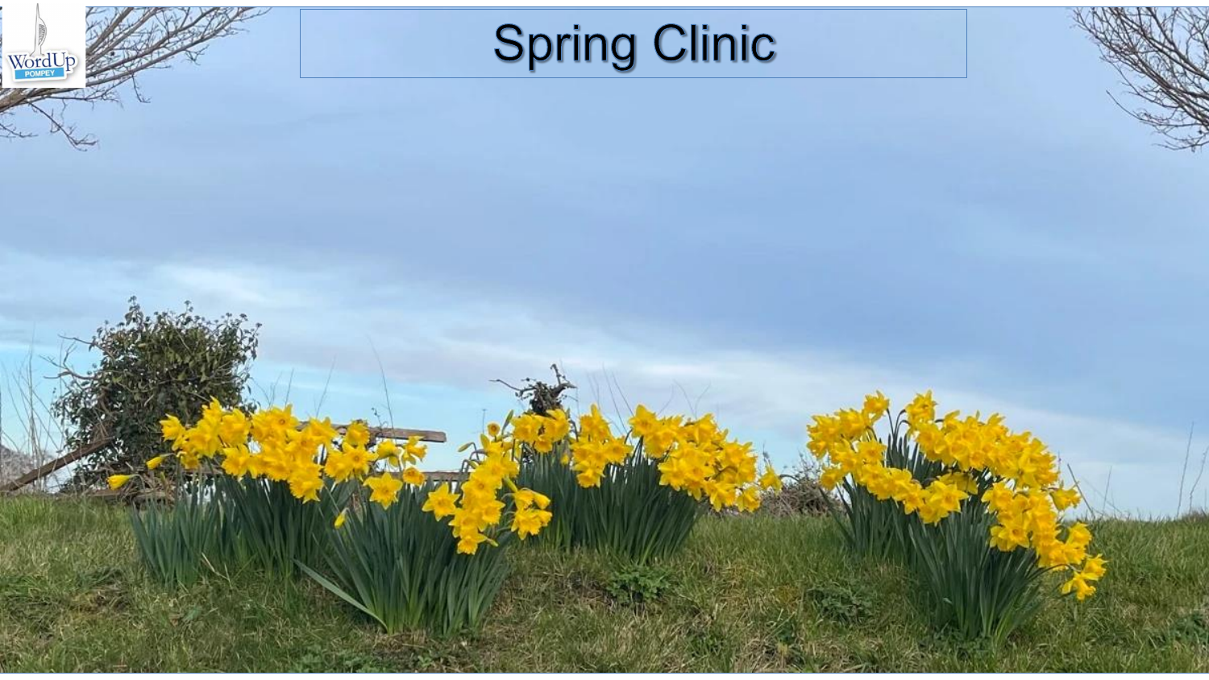# Spring Clinic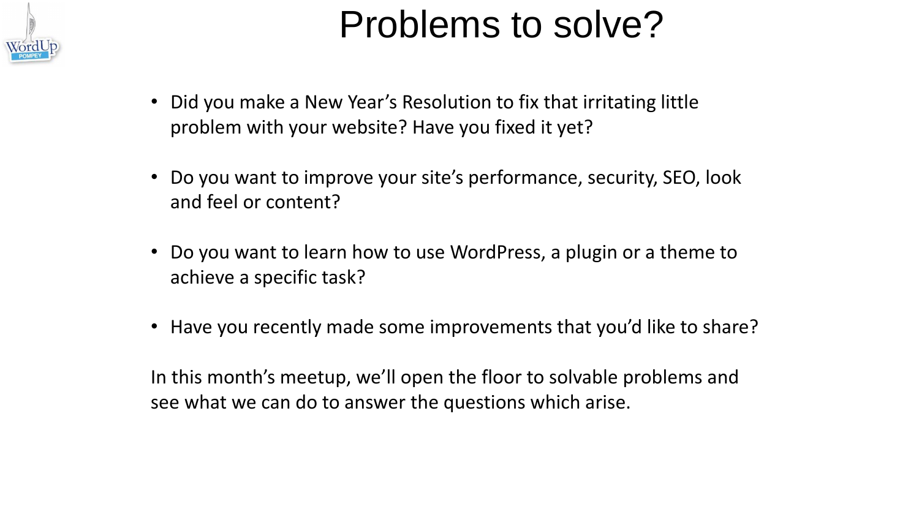# Problems to solve?

- Did you make a New Year's Resolution to fix that irritating little problem with your website? Have you fixed it yet?
- Do you want to improve your site's performance, security, SEO, look and feel or content?
- Do you want to learn how to use WordPress, a plugin or a theme to achieve a specific task?
- Have you recently made some improvements that you'd like to share?

In this month's meetup, we'll open the floor to solvable problems and see what we can do to answer the questions which arise.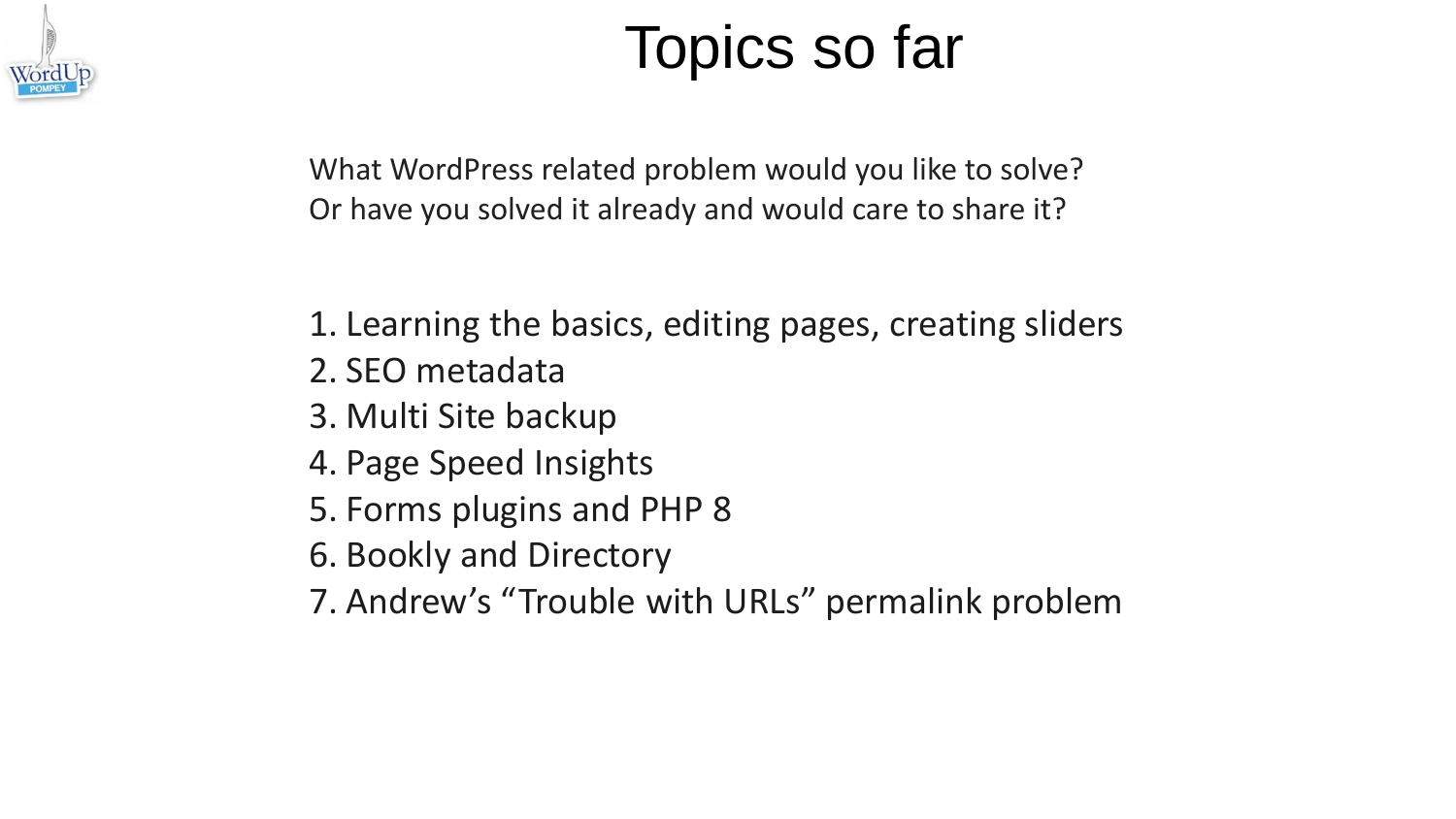# Topics so far

What WordPress related problem would you like to solve?
Or have you solved it already and would care to share it?

1. Learning the basics, editing pages, creating sliders
2. SEO metadata
3. Multi Site backup
4. Page Speed Insights
5. Forms plugins and PHP 8
6. Bookly and Directory
7. Andrew's "Trouble with URLs" permalink problem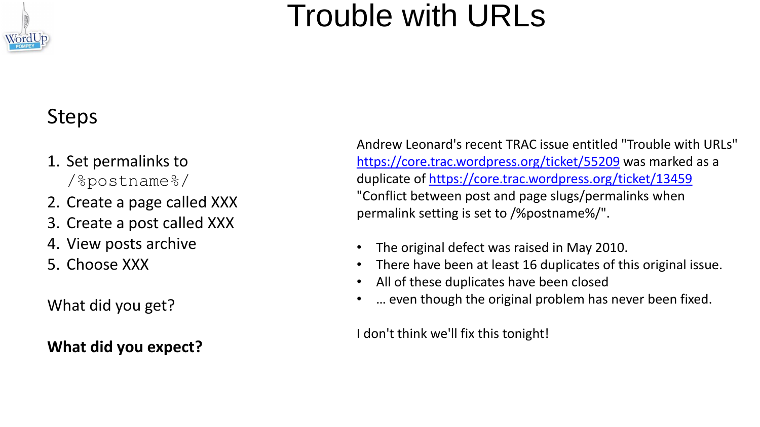# Trouble with URLs

## Steps

1. Set permalinks to `/%postname%/`
2. Create a page called XXX
3. Create a post called XXX
4. View posts archive
5. Choose XXX

What did you get?

**What did you expect?**

Andrew Leonard's recent TRAC issue entitled "Trouble with URLs" https://core.trac.wordpress.org/ticket/55209 was marked as a duplicate of https://core.trac.wordpress.org/ticket/13459 "Conflict between post and page slugs/permalinks when permalink setting is set to /%postname%/".

- The original defect was raised in May 2010.
- There have been at least 16 duplicates of this original issue.
- All of these duplicates have been closed
- … even though the original problem has never been fixed.

I don't think we'll fix this tonight!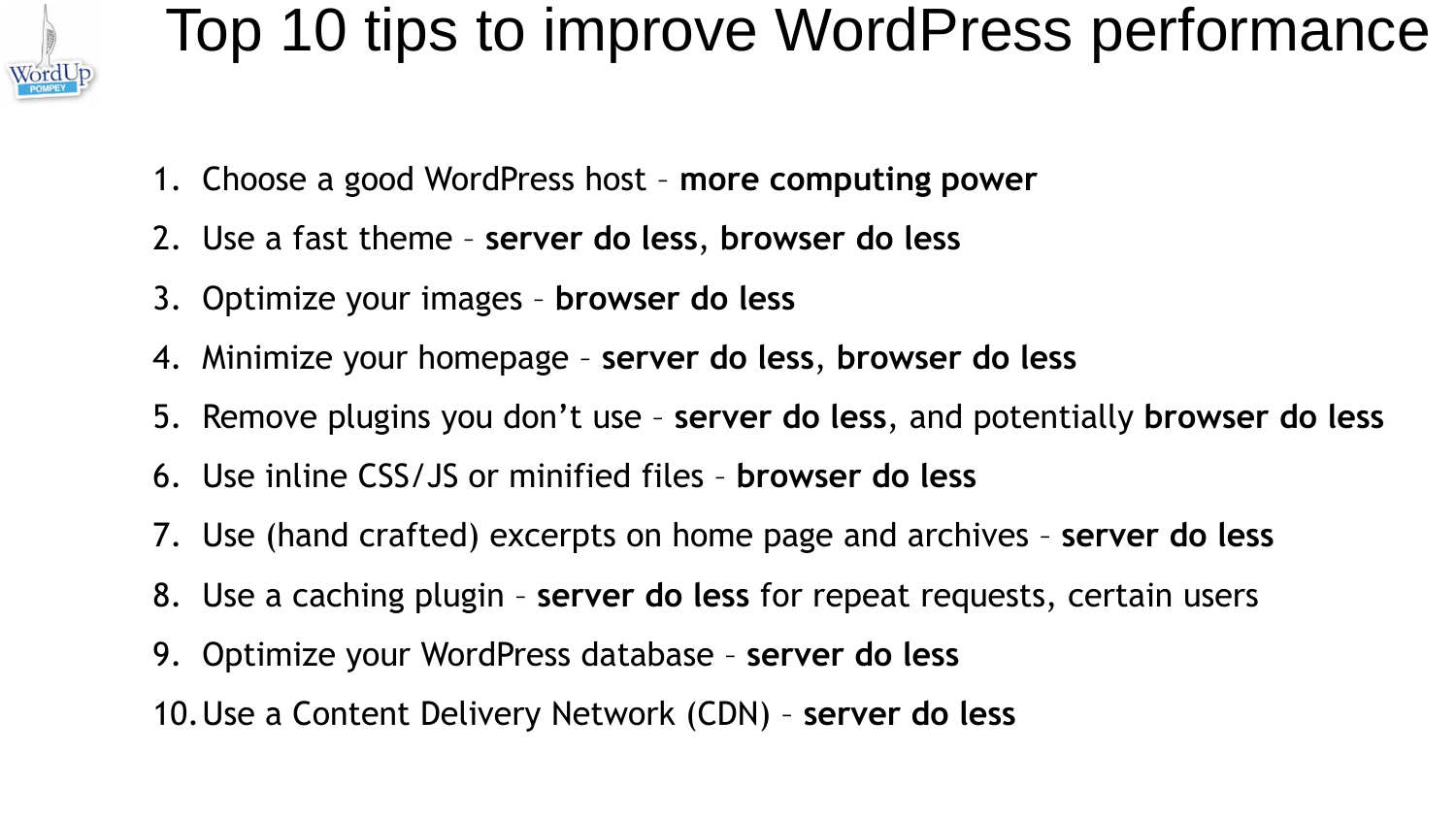# Top 10 tips to improve WordPress performance

1. Choose a good WordPress host – **more computing power**
2. Use a fast theme – **server do less**, **browser do less**
3. Optimize your images – **browser do less**
4. Minimize your homepage – **server do less**, **browser do less**
5. Remove plugins you don’t use – **server do less**, and potentially **browser do less**
6. Use inline CSS/JS or minified files – **browser do less**
7. Use (hand crafted) excerpts on home page and archives – **server do less**
8. Use a caching plugin – **server do less** for repeat requests, certain users
9. Optimize your WordPress database – **server do less**
10. Use a Content Delivery Network (CDN) – **server do less**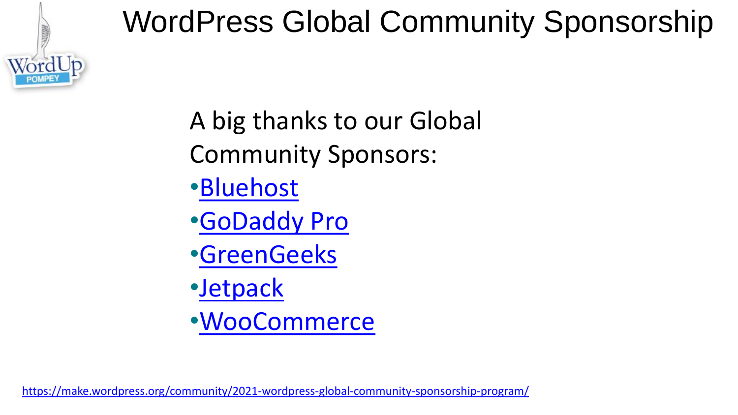# WordPress Global Community Sponsorship

A big thanks to our Global Community Sponsors:

- Bluehost
- GoDaddy Pro
- GreenGeeks
- Jetpack
- WooCommerce

https://make.wordpress.org/community/2021-wordpress-global-community-sponsorship-program/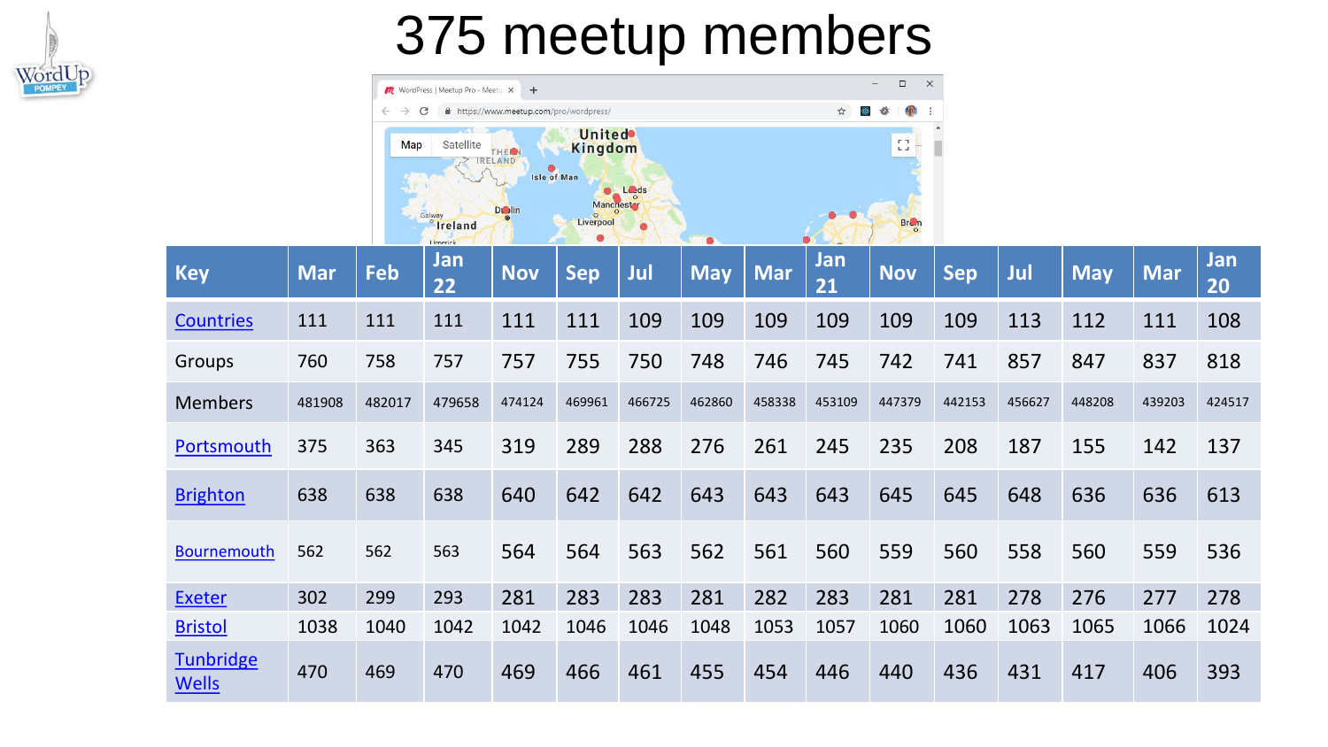# 375 meetup members

| Key | Mar | Feb | Jan 22 | Nov | Sep | Jul | May | Mar | Jan 21 | Nov | Sep | Jul | May | Mar | Jan 20 |
|---|---|---|---|---|---|---|---|---|---|---|---|---|---|---|---|
| Countries | 111 | 111 | 111 | 111 | 111 | 109 | 109 | 109 | 109 | 109 | 109 | 113 | 112 | 111 | 108 |
| Groups | 760 | 758 | 757 | 757 | 755 | 750 | 748 | 746 | 745 | 742 | 741 | 857 | 847 | 837 | 818 |
| Members | 481908 | 482017 | 479658 | 474124 | 469961 | 466725 | 462860 | 458338 | 453109 | 447379 | 442153 | 456627 | 448208 | 439203 | 424517 |
| Portsmouth | 375 | 363 | 345 | 319 | 289 | 288 | 276 | 261 | 245 | 235 | 208 | 187 | 155 | 142 | 137 |
| Brighton | 638 | 638 | 638 | 640 | 642 | 642 | 643 | 643 | 643 | 645 | 645 | 648 | 636 | 636 | 613 |
| Bournemouth | 562 | 562 | 563 | 564 | 564 | 563 | 562 | 561 | 560 | 559 | 560 | 558 | 560 | 559 | 536 |
| Exeter | 302 | 299 | 293 | 281 | 283 | 283 | 281 | 282 | 283 | 281 | 281 | 278 | 276 | 277 | 278 |
| Bristol | 1038 | 1040 | 1042 | 1042 | 1046 | 1046 | 1048 | 1053 | 1057 | 1060 | 1060 | 1063 | 1065 | 1066 | 1024 |
| Tunbridge Wells | 470 | 469 | 470 | 469 | 466 | 461 | 455 | 454 | 446 | 440 | 436 | 431 | 417 | 406 | 393 |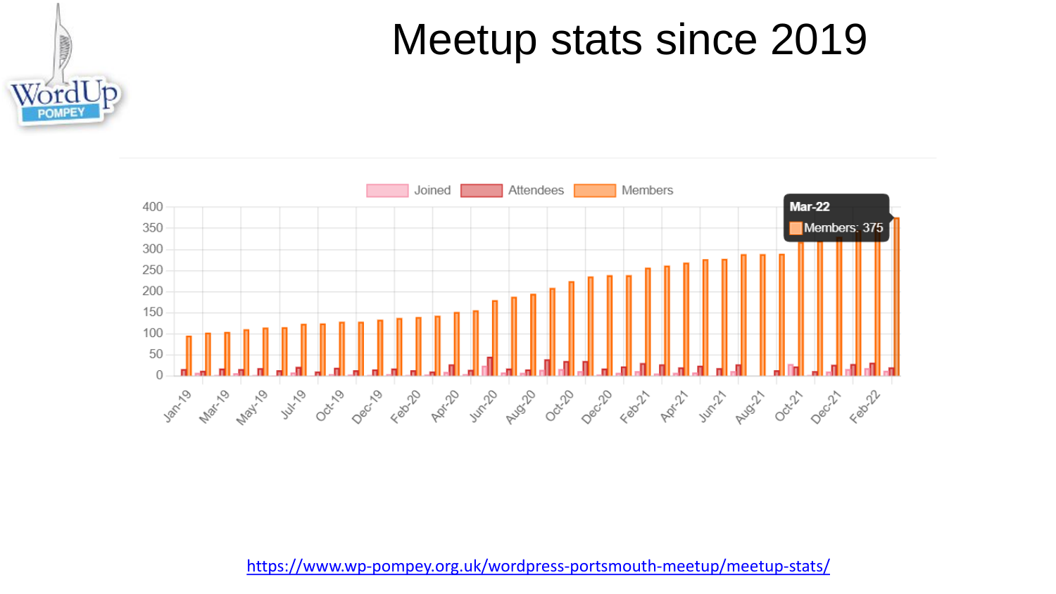# Meetup stats since 2019

https://www.wp-pompey.org.uk/wordpress-portsmouth-meetup/meetup-stats/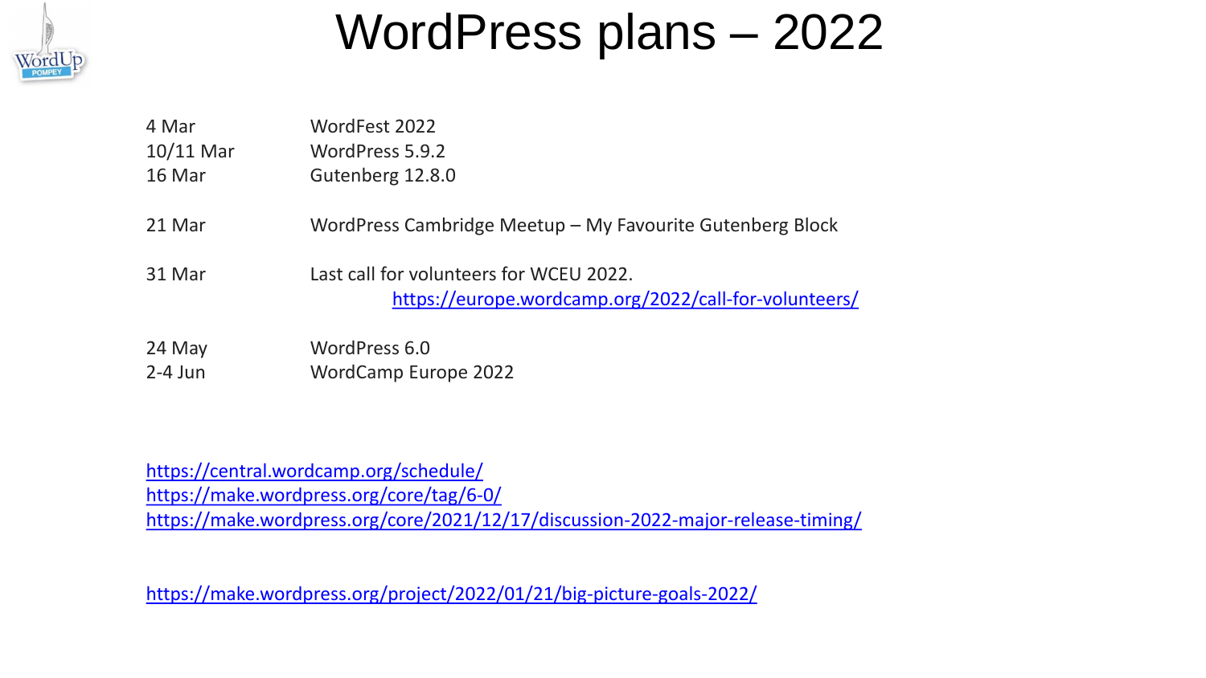# WordPress plans – 2022

| | |
|---|---|
| 4 Mar | WordFest 2022 |
| 10/11 Mar | WordPress 5.9.2 |
| 16 Mar | Gutenberg 12.8.0 |
| 21 Mar | WordPress Cambridge Meetup – My Favourite Gutenberg Block |
| 31 Mar | Last call for volunteers for WCEU 2022. https://europe.wordcamp.org/2022/call-for-volunteers/ |
| 24 May | WordPress 6.0 |
| 2-4 Jun | WordCamp Europe 2022 |

https://central.wordcamp.org/schedule/
https://make.wordpress.org/core/tag/6-0/
https://make.wordpress.org/core/2021/12/17/discussion-2022-major-release-timing/

https://make.wordpress.org/project/2022/01/21/big-picture-goals-2022/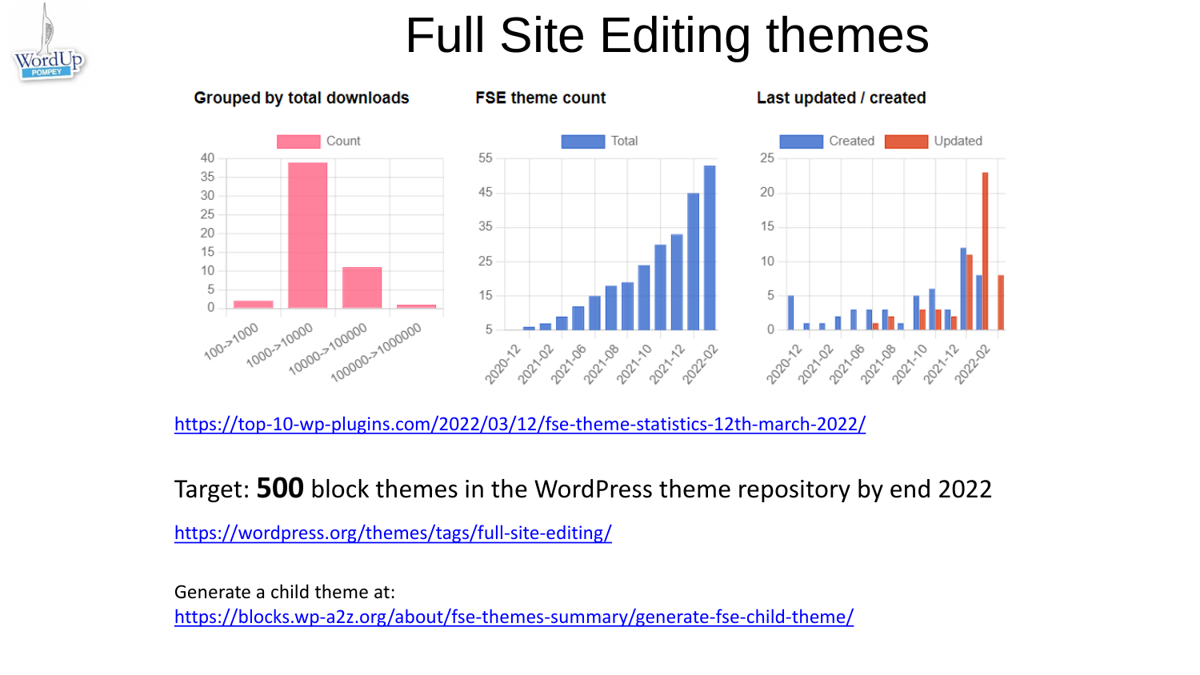# Full Site Editing themes

**Grouped by total downloads**

**FSE theme count**

**Last updated / created**

https://top-10-wp-plugins.com/2022/03/12/fse-theme-statistics-12th-march-2022/

Target: **500** block themes in the WordPress theme repository by end 2022

https://wordpress.org/themes/tags/full-site-editing/

Generate a child theme at:
https://blocks.wp-a2z.org/about/fse-themes-summary/generate-fse-child-theme/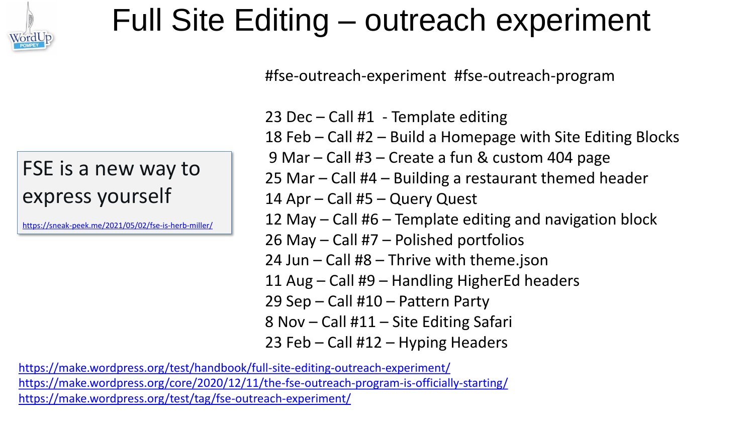# Full Site Editing – outreach experiment

#fse-outreach-experiment #fse-outreach-program

FSE is a new way to express yourself

https://sneak-peek.me/2021/05/02/fse-is-herb-miller/

23 Dec – Call #1 - Template editing
18 Feb – Call #2 – Build a Homepage with Site Editing Blocks
9 Mar – Call #3 – Create a fun & custom 404 page
25 Mar – Call #4 – Building a restaurant themed header
14 Apr – Call #5 – Query Quest
12 May – Call #6 – Template editing and navigation block
26 May – Call #7 – Polished portfolios
24 Jun – Call #8 – Thrive with theme.json
11 Aug – Call #9 – Handling HigherEd headers
29 Sep – Call #10 – Pattern Party
8 Nov – Call #11 – Site Editing Safari
23 Feb – Call #12 – Hyping Headers

https://make.wordpress.org/test/handbook/full-site-editing-outreach-experiment/
https://make.wordpress.org/core/2020/12/11/the-fse-outreach-program-is-officially-starting/
https://make.wordpress.org/test/tag/fse-outreach-experiment/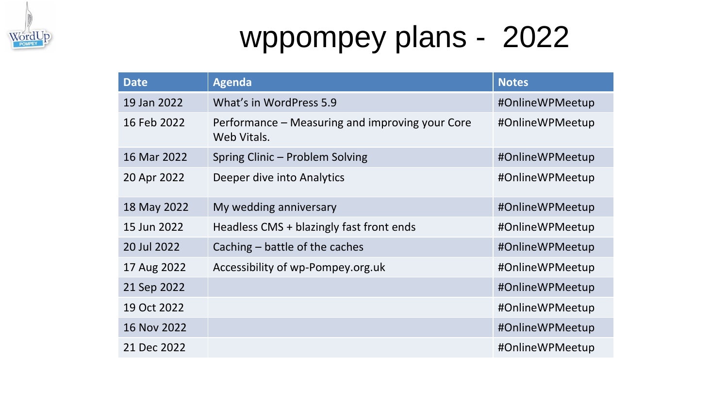# wppompey plans - 2022

| Date | Agenda | Notes |
| --- | --- | --- |
| 19 Jan 2022 | What's in WordPress 5.9 | #OnlineWPMeetup |
| 16 Feb 2022 | Performance – Measuring and improving your Core Web Vitals. | #OnlineWPMeetup |
| 16 Mar 2022 | Spring Clinic – Problem Solving | #OnlineWPMeetup |
| 20 Apr 2022 | Deeper dive into Analytics | #OnlineWPMeetup |
| 18 May 2022 | My wedding anniversary | #OnlineWPMeetup |
| 15 Jun 2022 | Headless CMS + blazingly fast front ends | #OnlineWPMeetup |
| 20 Jul 2022 | Caching – battle of the caches | #OnlineWPMeetup |
| 17 Aug 2022 | Accessibility of wp-Pompey.org.uk | #OnlineWPMeetup |
| 21 Sep 2022 | | #OnlineWPMeetup |
| 19 Oct 2022 | | #OnlineWPMeetup |
| 16 Nov 2022 | | #OnlineWPMeetup |
| 21 Dec 2022 | | #OnlineWPMeetup |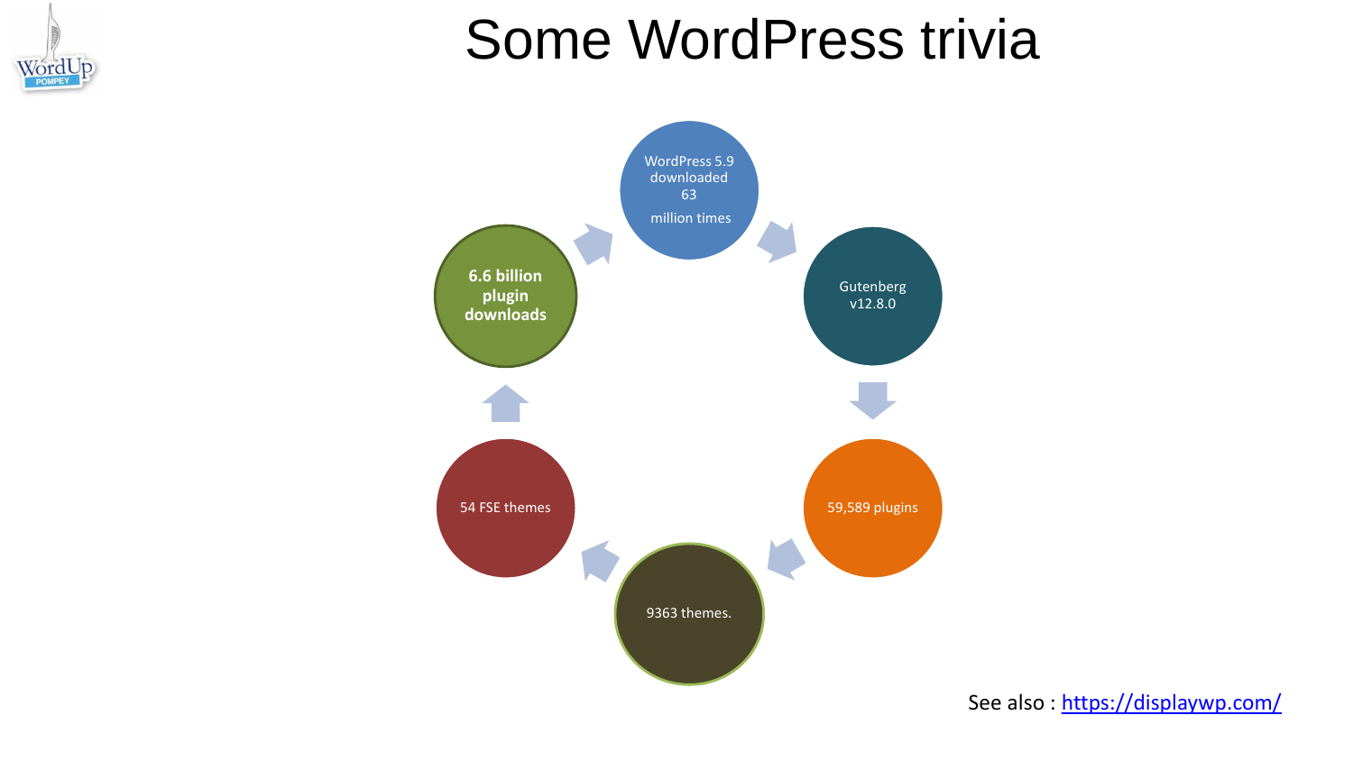# Some WordPress trivia

- WordPress 5.9 downloaded 63 million times
- Gutenberg v12.8.0
- 59,589 plugins
- 9363 themes.
- 54 FSE themes
- **6.6 billion plugin downloads**

See also : https://displaywp.com/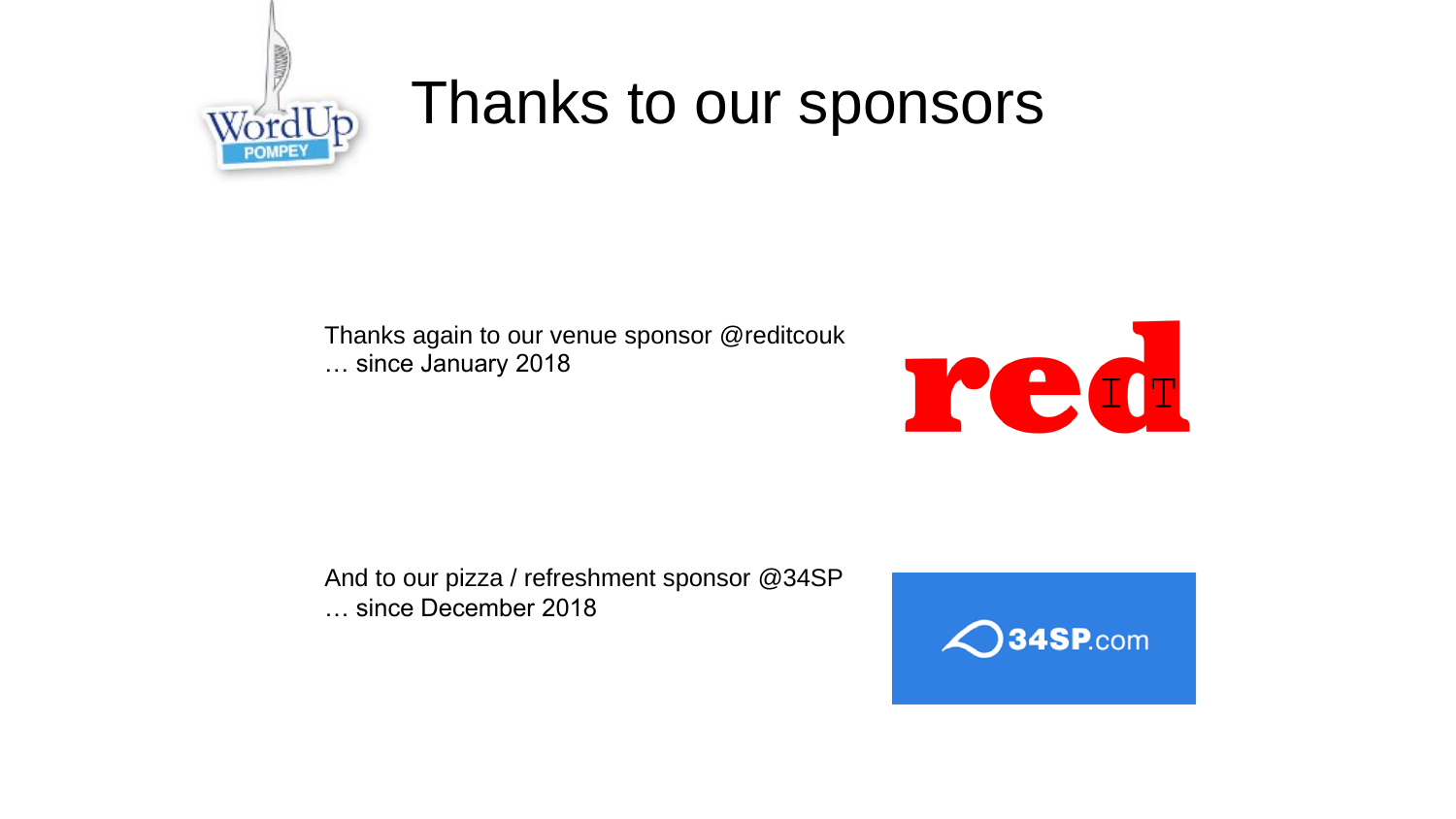# Thanks to our sponsors

Thanks again to our venue sponsor @reditcouk
… since January 2018

And to our pizza / refreshment sponsor @34SP
… since December 2018